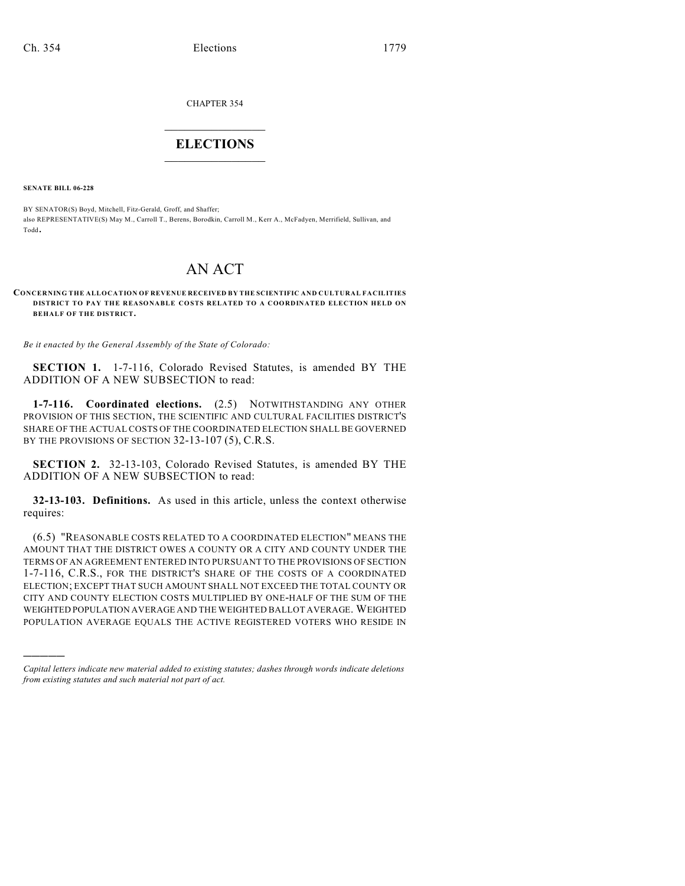CHAPTER 354

# ELECTIONS

**SENATE BILL 06-228**

BY SENATOR(S) Boyd, Mitchell, Fitz-Gerald, Groff, and Shaffer;
also REPRESENTATIVE(S) May M., Carroll T., Berens, Borodkin, Carroll M., Kerr A., McFadyen, Merrifield, Sullivan, and Todd.

# AN ACT

**CONCERNING THE ALLOCATION OF REVENUE RECEIVED BY THE SCIENTIFIC AND CULTURAL FACILITIES DISTRICT TO PAY THE REASONABLE COSTS RELATED TO A COORDINATED ELECTION HELD ON BEHALF OF THE DISTRICT.**

*Be it enacted by the General Assembly of the State of Colorado:*

**SECTION 1.** 1-7-116, Colorado Revised Statutes, is amended BY THE ADDITION OF A NEW SUBSECTION to read:

**1-7-116. Coordinated elections.** (2.5) NOTWITHSTANDING ANY OTHER PROVISION OF THIS SECTION, THE SCIENTIFIC AND CULTURAL FACILITIES DISTRICT'S SHARE OF THE ACTUAL COSTS OF THE COORDINATED ELECTION SHALL BE GOVERNED BY THE PROVISIONS OF SECTION 32-13-107 (5), C.R.S.

**SECTION 2.** 32-13-103, Colorado Revised Statutes, is amended BY THE ADDITION OF A NEW SUBSECTION to read:

**32-13-103. Definitions.** As used in this article, unless the context otherwise requires:

(6.5) "REASONABLE COSTS RELATED TO A COORDINATED ELECTION" MEANS THE AMOUNT THAT THE DISTRICT OWES A COUNTY OR A CITY AND COUNTY UNDER THE TERMS OF AN AGREEMENT ENTERED INTO PURSUANT TO THE PROVISIONS OF SECTION 1-7-116, C.R.S., FOR THE DISTRICT'S SHARE OF THE COSTS OF A COORDINATED ELECTION; EXCEPT THAT SUCH AMOUNT SHALL NOT EXCEED THE TOTAL COUNTY OR CITY AND COUNTY ELECTION COSTS MULTIPLIED BY ONE-HALF OF THE SUM OF THE WEIGHTED POPULATION AVERAGE AND THE WEIGHTED BALLOT AVERAGE. WEIGHTED POPULATION AVERAGE EQUALS THE ACTIVE REGISTERED VOTERS WHO RESIDE IN

---

*Capital letters indicate new material added to existing statutes; dashes through words indicate deletions from existing statutes and such material not part of act.*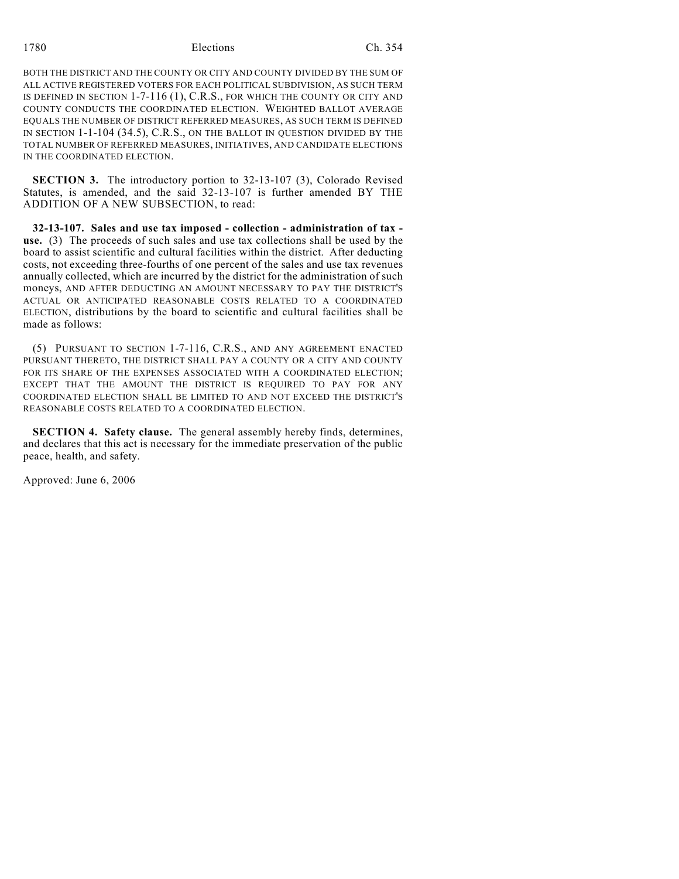BOTH THE DISTRICT AND THE COUNTY OR CITY AND COUNTY DIVIDED BY THE SUM OF ALL ACTIVE REGISTERED VOTERS FOR EACH POLITICAL SUBDIVISION, AS SUCH TERM IS DEFINED IN SECTION 1-7-116 (1), C.R.S., FOR WHICH THE COUNTY OR CITY AND COUNTY CONDUCTS THE COORDINATED ELECTION. WEIGHTED BALLOT AVERAGE EQUALS THE NUMBER OF DISTRICT REFERRED MEASURES, AS SUCH TERM IS DEFINED IN SECTION 1-1-104 (34.5), C.R.S., ON THE BALLOT IN QUESTION DIVIDED BY THE TOTAL NUMBER OF REFERRED MEASURES, INITIATIVES, AND CANDIDATE ELECTIONS IN THE COORDINATED ELECTION.

**SECTION 3.** The introductory portion to 32-13-107 (3), Colorado Revised Statutes, is amended, and the said 32-13-107 is further amended BY THE ADDITION OF A NEW SUBSECTION, to read:

**32-13-107. Sales and use tax imposed - collection - administration of tax - use.** (3) The proceeds of such sales and use tax collections shall be used by the board to assist scientific and cultural facilities within the district. After deducting costs, not exceeding three-fourths of one percent of the sales and use tax revenues annually collected, which are incurred by the district for the administration of such moneys, AND AFTER DEDUCTING AN AMOUNT NECESSARY TO PAY THE DISTRICT'S ACTUAL OR ANTICIPATED REASONABLE COSTS RELATED TO A COORDINATED ELECTION, distributions by the board to scientific and cultural facilities shall be made as follows:

(5) PURSUANT TO SECTION 1-7-116, C.R.S., AND ANY AGREEMENT ENACTED PURSUANT THERETO, THE DISTRICT SHALL PAY A COUNTY OR A CITY AND COUNTY FOR ITS SHARE OF THE EXPENSES ASSOCIATED WITH A COORDINATED ELECTION; EXCEPT THAT THE AMOUNT THE DISTRICT IS REQUIRED TO PAY FOR ANY COORDINATED ELECTION SHALL BE LIMITED TO AND NOT EXCEED THE DISTRICT'S REASONABLE COSTS RELATED TO A COORDINATED ELECTION.

**SECTION 4. Safety clause.** The general assembly hereby finds, determines, and declares that this act is necessary for the immediate preservation of the public peace, health, and safety.

Approved: June 6, 2006